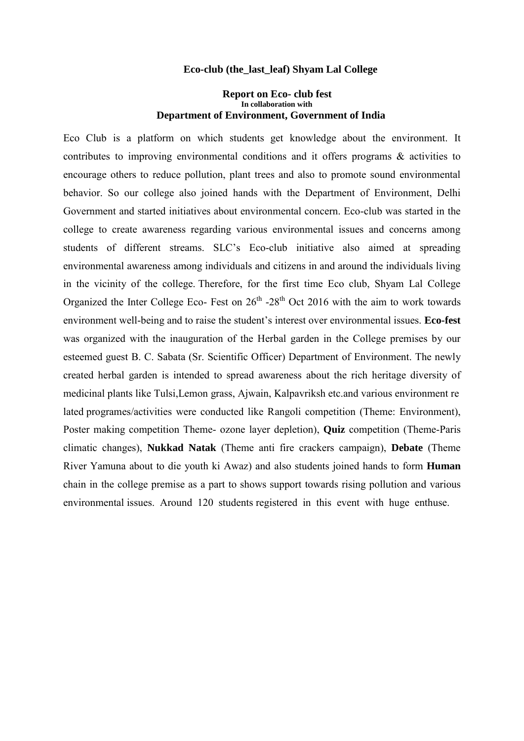### Eco-club (the_last_leaf) Shyam Lal College

### Report on Eco- club fest

**In collaboration with**

### Department of Environment, Government of India

Eco Club is a platform on which students get knowledge about the environment. It contributes to improving environmental conditions and it offers programs & activities to encourage others to reduce pollution, plant trees and also to promote sound environmental behavior. So our college also joined hands with the Department of Environment, Delhi Government and started initiatives about environmental concern. Eco-club was started in the college to create awareness regarding various environmental issues and concerns among students of different streams. SLC's Eco-club initiative also aimed at spreading environmental awareness among individuals and citizens in and around the individuals living in the vicinity of the college. Therefore, for the first time Eco club, Shyam Lal College Organized the Inter College Eco- Fest on 26th -28th Oct 2016 with the aim to work towards environment well-being and to raise the student's interest over environmental issues. **Eco-fest** was organized with the inauguration of the Herbal garden in the College premises by our esteemed guest B. C. Sabata (Sr. Scientific Officer) Department of Environment. The newly created herbal garden is intended to spread awareness about the rich heritage diversity of medicinal plants like Tulsi,Lemon grass, Ajwain, Kalpavriksh etc.and various environment re lated programes/activities were conducted like Rangoli competition (Theme: Environment), Poster making competition Theme- ozone layer depletion), **Quiz** competition (Theme-Paris climatic changes), **Nukkad Natak** (Theme anti fire crackers campaign), **Debate** (Theme River Yamuna about to die youth ki Awaz) and also students joined hands to form **Human** chain in the college premise as a part to shows support towards rising pollution and various environmental issues. Around 120 students registered in this event with huge enthuse.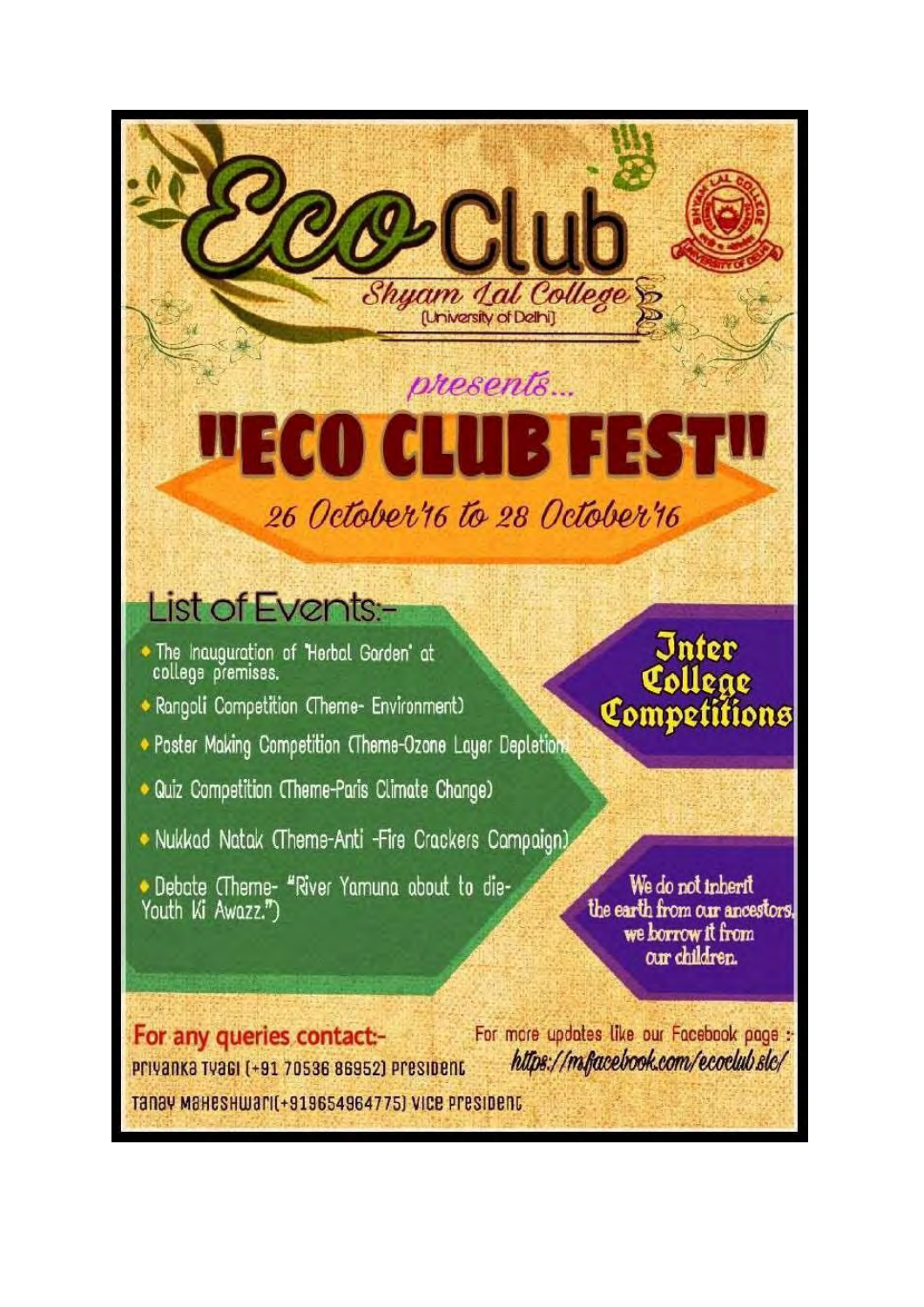# Eco Club

**Shyam Lal College**
(University of Delhi)

*presents...*

# "ECO CLUB FEST"

*26 October'16 to 28 October'16*

## List of Events:-

- The Inauguration of 'Herbal Garden' at college premises.
- Rangoli Competition (Theme- Environment)
- Poster Making Competition (Theme-Ozone Layer Depletion)
- Quiz Competition (Theme-Paris Climate Change)
- Nukkad Natak (Theme-Anti -Fire Crackers Campaign)
- Debate (Theme- "River Yamuna about to die- Youth Ki Awazz.")

**Inter College Competitions**

We do not inherit the earth from our ancestors, we borrow it from our children.

**For any queries contact:-**

Priyanka Tyagi (+91 70536 86952) President

Tanay Maheshwari(+919654964775) Vice President

For more updates like our Facebook page :- *https://m.facebook.com/ecoclub.slc/*